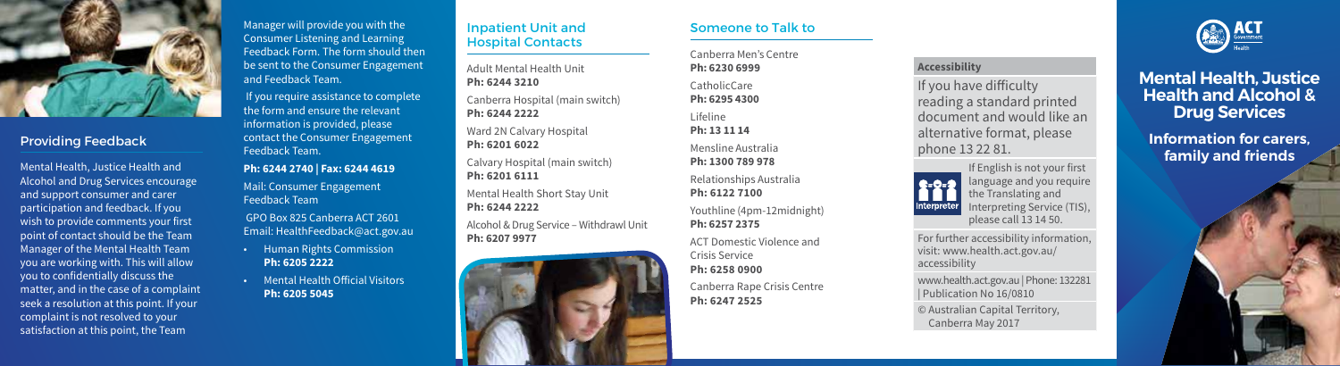## Providing Feedback

Mental Health, Justice Health and Alcohol and Drug Services encourage and support consumer and carer participation and feedback. If you wish to provide comments your first point of contact should be the Team Manager of the Mental Health Team you are working with. This will allow you to confidentially discuss the matter, and in the case of a complaint seek a resolution at this point. If your complaint is not resolved to your satisfaction at this point, the Team Manager will provide you with the Consumer Listening and Learning Feedback Form. The form should then be sent to the Consumer Engagement and Feedback Team.

If you require assistance to complete the form and ensure the relevant information is provided, please contact the Consumer Engagement Feedback Team.

**Ph: 6244 2740 | Fax: 6244 4619**

Mail: Consumer Engagement Feedback Team

GPO Box 825 Canberra ACT 2601
Email: HealthFeedback@act.gov.au

- Human Rights Commission
  **Ph: 6205 2222**
- Mental Health Official Visitors
  **Ph: 6205 5045**

## Inpatient Unit and Hospital Contacts

Adult Mental Health Unit
**Ph: 6244 3210**

Canberra Hospital (main switch)
**Ph: 6244 2222**

Ward 2N Calvary Hospital
**Ph: 6201 6022**

Calvary Hospital (main switch)
**Ph: 6201 6111**

Mental Health Short Stay Unit
**Ph: 6244 2222**

Alcohol & Drug Service – Withdrawal Unit
**Ph: 6207 9977**

## Someone to Talk to

Canberra Men's Centre
**Ph: 6230 6999**

CatholicCare
**Ph: 6295 4300**

Lifeline
**Ph: 13 11 14**

Mensline Australia
**Ph: 1300 789 978**

Relationships Australia
**Ph: 6122 7100**

Youthline (4pm-12midnight)
**Ph: 6257 2375**

ACT Domestic Violence and Crisis Service
**Ph: 6258 0900**

Canberra Rape Crisis Centre
**Ph: 6247 2525**

### Accessibility

If you have difficulty reading a standard printed document and would like an alternative format, please phone 13 22 81.

If English is not your first language and you require the Translating and Interpreting Service (TIS), please call 13 14 50.

For further accessibility information, visit: www.health.act.gov.au/accessibility

www.health.act.gov.au | Phone: 132281 | Publication No 16/0810

© Australian Capital Territory, Canberra May 2017

# Mental Health, Justice Health and Alcohol & Drug Services

## Information for carers, family and friends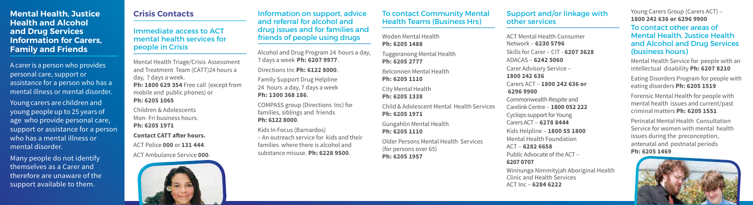## Mental Health, Justice Health and Alcohol and Drug Services Information for Carers, Family and Friends

A carer is a person who provides personal care, support or assistance for a person who has a mental illness or mental disorder.

Young carers are children and young people up to 25 years of age who provide personal care, support or assistance for a person who has a mental illness or mental disorder.

Many people do not identify themselves as a Carer and therefore are unaware of the support available to them.

## Crisis Contacts

### Immediate access to ACT mental health services for people in Crisis

Mental Health Triage/Crisis Assessment and Treatment Team (CATT)24 hours a day, 7 days a week.
**Ph: 1800 629 354** Free call (except from mobile and public phones) or
**Ph: 6205 1065**

Children & Adolescents
Mon- Fri business hours.
**Ph: 6205 1971**

**Contact CATT after hours.**

ACT Police **000** or **131 444**.

ACT Ambulance Service **000**.

### Information on support, advice and referral for alcohol and drug issues and for families and friends of people using drugs

Alcohol and Drug Program 24 hours a day, 7 days a week **Ph: 6207 9977**.

Directions Inc **Ph: 6122 8000**.

Family Support Drug Helpline 24 hours a day, 7 days a week
**Ph: 1300 368 186**.

COMPASS group (Directions Inc) for families, siblings and friends
**Ph: 6122 8000**.

Kids In Focus (Barnardos)
– An outreach service for kids and their families where there is alcohol and substance misuse. **Ph: 6228 9500**.

### To contact Community Mental Health Teams (Business Hrs)

Woden Mental Health
**Ph: 6205 1488**

Tuggeranong Mental Health
**Ph: 6205 2777**

Belconnen Mental Health
**Ph: 6205 1110**

City Mental Health
**Ph: 6205 1338**

Child & Adolescent Mental Health Services
**Ph: 6205 1971**

Gungahlin Mental Health
**Ph: 6205 1110**

Older Persons Mental Health Services (for persons over 65)
**Ph: 6205 1957**

### Support and/or linkage with other services

ACT Mental Health Consumer Network – **6230 5796**

Skills for Carer – CIT - **6207 3628**

ADACAS – **6242 5060**

Carer Advisory Service –
**1800 242 636**

Carers ACT – **1800 242 636 or 6296 9900**

Commonwealth Respite and Carelink Centre – **1800 052 222**

Cyclops support for Young Carers ACT – **6278 8444**

Kids Helpline – **1800 55 1800**

Mental Health Foundation ACT – **6282 6658**

Public Advocate of the ACT –
**6207 0707**

Winnunga Nimmityjah Aboriginal Health Clinic and Health Services ACT Inc – **6284 6222**

Young Carers Group (Carers ACT) –
**1800 242 636 or 6296 9900**

### To contact other areas of Mental Health, Justice Health and Alcohol and Drug Services (business hours)

Mental Health Service for people with an intellectual disability **Ph: 6207 8210**

Eating Disorders Program for people with eating disorders **Ph: 6205 1519**

Forensic Mental Health for people with mental health issues and current/past criminal matters **Ph: 6205 1551**

Perinatal Mental Health Consultation Service for women with mental health issues during the preconception, antenatal and postnatal periods
**Ph: 6205 1469**